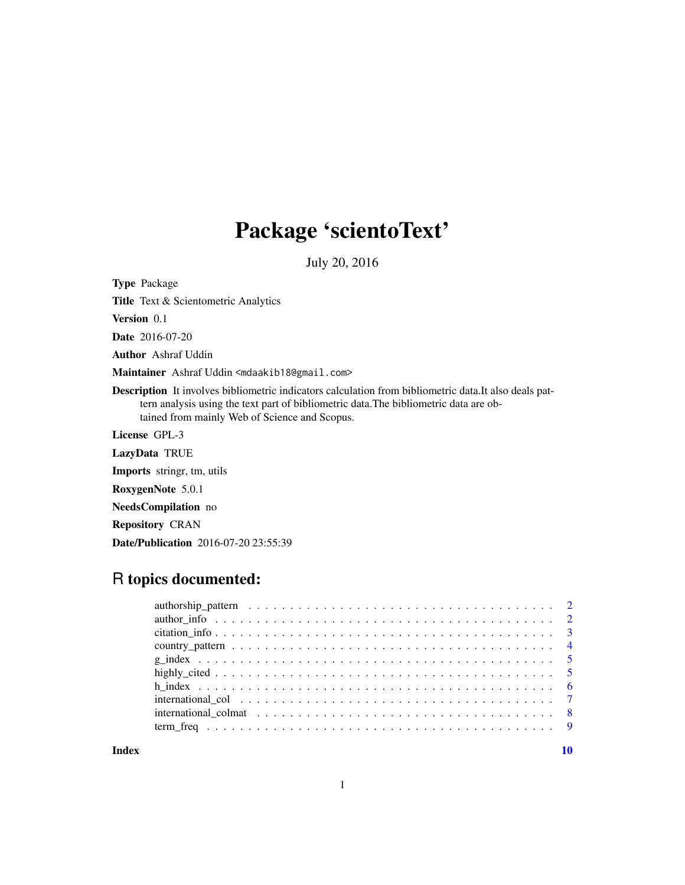# Package 'scientoText'

July 20, 2016

**Type** Package

**Title** Text & Scientometric Analytics

**Version** 0.1

**Date** 2016-07-20

**Author** Ashraf Uddin

**Maintainer** Ashraf Uddin <mdaakib18@gmail.com>

**Description** It involves bibliometric indicators calculation from bibliometric data.It also deals pattern analysis using the text part of bibliometric data.The bibliometric data are obtained from mainly Web of Science and Scopus.

**License** GPL-3

**LazyData** TRUE

**Imports** stringr, tm, utils

**RoxygenNote** 5.0.1

**NeedsCompilation** no

**Repository** CRAN

**Date/Publication** 2016-07-20 23:55:39

## R topics documented:

- authorship_pattern . . . . . . . . . . . . . . . . . . . . . . . . . . . . . . . . . . . . 2
- author_info . . . . . . . . . . . . . . . . . . . . . . . . . . . . . . . . . . . . . . . . 2
- citation_info . . . . . . . . . . . . . . . . . . . . . . . . . . . . . . . . . . . . . . . 3
- country_pattern . . . . . . . . . . . . . . . . . . . . . . . . . . . . . . . . . . . . . . 4
- g_index . . . . . . . . . . . . . . . . . . . . . . . . . . . . . . . . . . . . . . . . . . 5
- highly_cited . . . . . . . . . . . . . . . . . . . . . . . . . . . . . . . . . . . . . . . 5
- h_index . . . . . . . . . . . . . . . . . . . . . . . . . . . . . . . . . . . . . . . . . . 6
- international_col . . . . . . . . . . . . . . . . . . . . . . . . . . . . . . . . . . . . . 7
- international_colmat . . . . . . . . . . . . . . . . . . . . . . . . . . . . . . . . . . . 8
- term_freq . . . . . . . . . . . . . . . . . . . . . . . . . . . . . . . . . . . . . . . . . 9

**Index** 10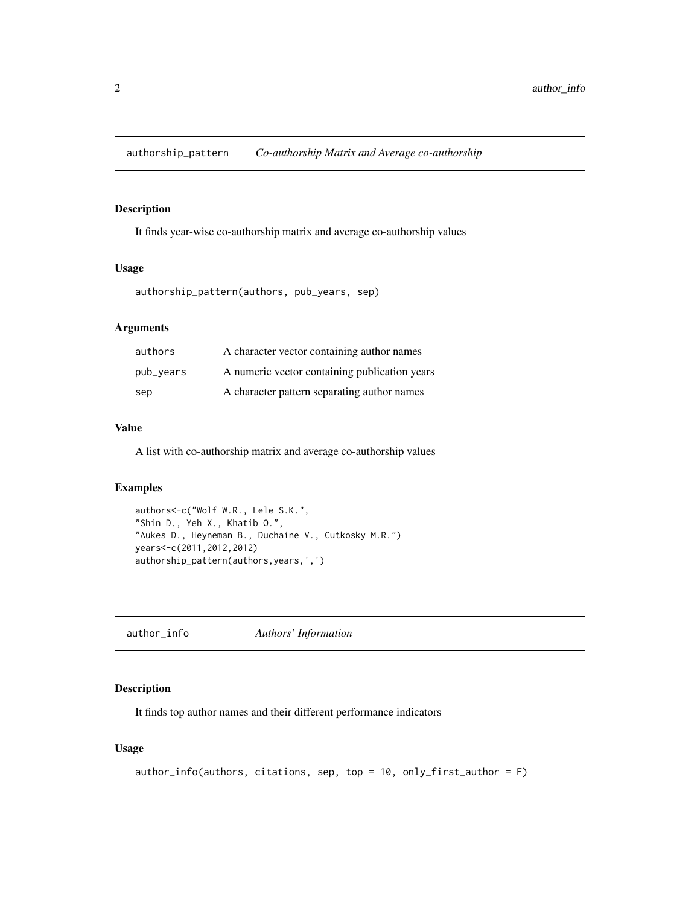## authorship_pattern *Co-authorship Matrix and Average co-authorship*

### Description

It finds year-wise co-authorship matrix and average co-authorship values

### Usage

```
authorship_pattern(authors, pub_years, sep)
```

### Arguments

| | |
|---|---|
| authors | A character vector containing author names |
| pub_years | A numeric vector containing publication years |
| sep | A character pattern separating author names |

### Value

A list with co-authorship matrix and average co-authorship values

### Examples

```
authors<-c("Wolf W.R., Lele S.K.",
"Shin D., Yeh X., Khatib O.",
"Aukes D., Heyneman B., Duchaine V., Cutkosky M.R.")
years<-c(2011,2012,2012)
authorship_pattern(authors,years,',')
```

## author_info *Authors' Information*

### Description

It finds top author names and their different performance indicators

### Usage

```
author_info(authors, citations, sep, top = 10, only_first_author = F)
```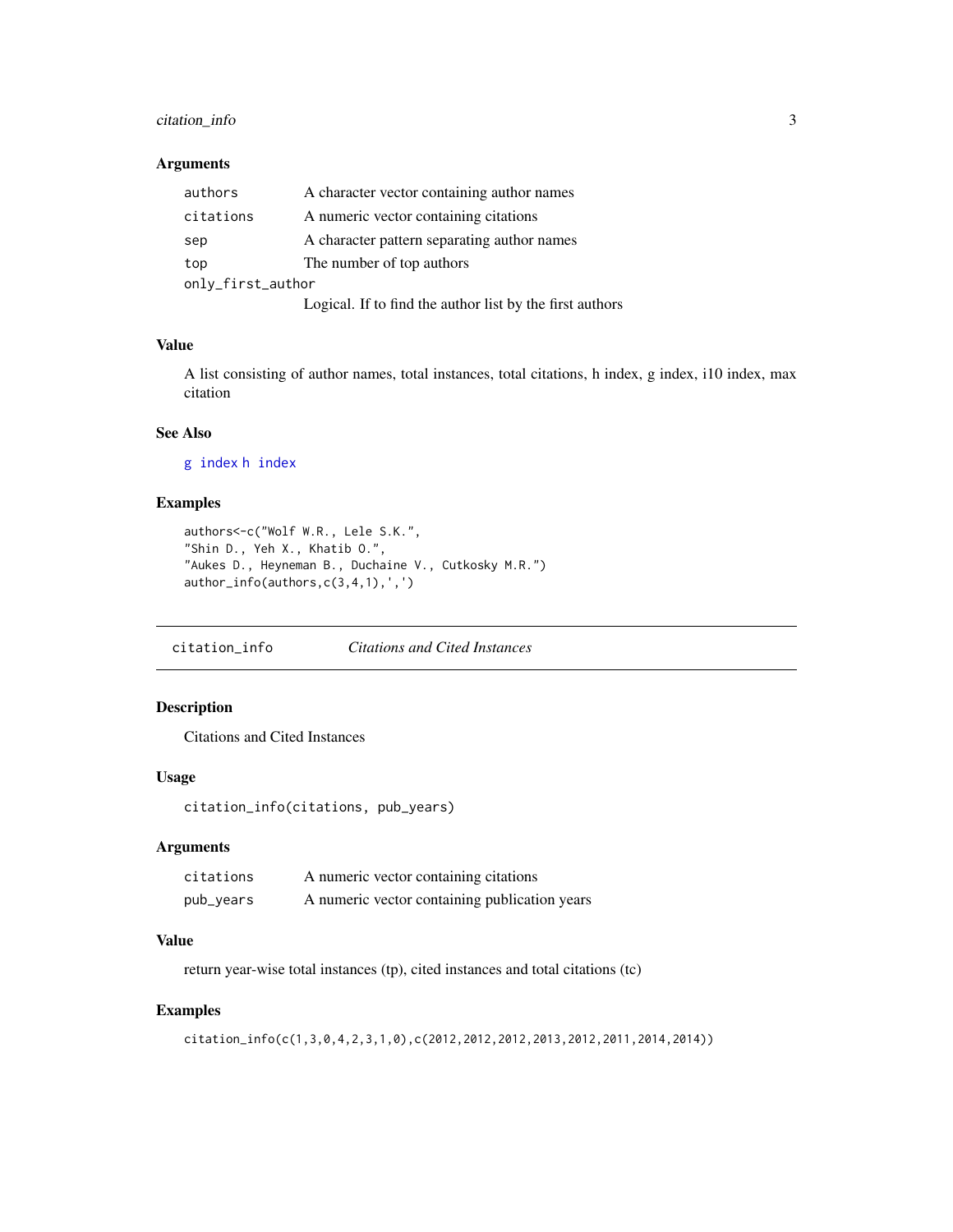### Arguments

| | |
|---|---|
| authors | A character vector containing author names |
| citations | A numeric vector containing citations |
| sep | A character pattern separating author names |
| top | The number of top authors |
| only_first_author | Logical. If to find the author list by the first authors |

### Value

A list consisting of author names, total instances, total citations, h index, g index, i10 index, max citation

### See Also

g index h index

### Examples

```
authors<-c("Wolf W.R., Lele S.K.",
"Shin D., Yeh X., Khatib O.",
"Aukes D., Heyneman B., Duchaine V., Cutkosky M.R.")
author_info(authors,c(3,4,1),',')
```

---

## citation_info *Citations and Cited Instances*

### Description

Citations and Cited Instances

### Usage

```
citation_info(citations, pub_years)
```

### Arguments

| | |
|---|---|
| citations | A numeric vector containing citations |
| pub_years | A numeric vector containing publication years |

### Value

return year-wise total instances (tp), cited instances and total citations (tc)

### Examples

```
citation_info(c(1,3,0,4,2,3,1,0),c(2012,2012,2012,2013,2012,2011,2014,2014))
```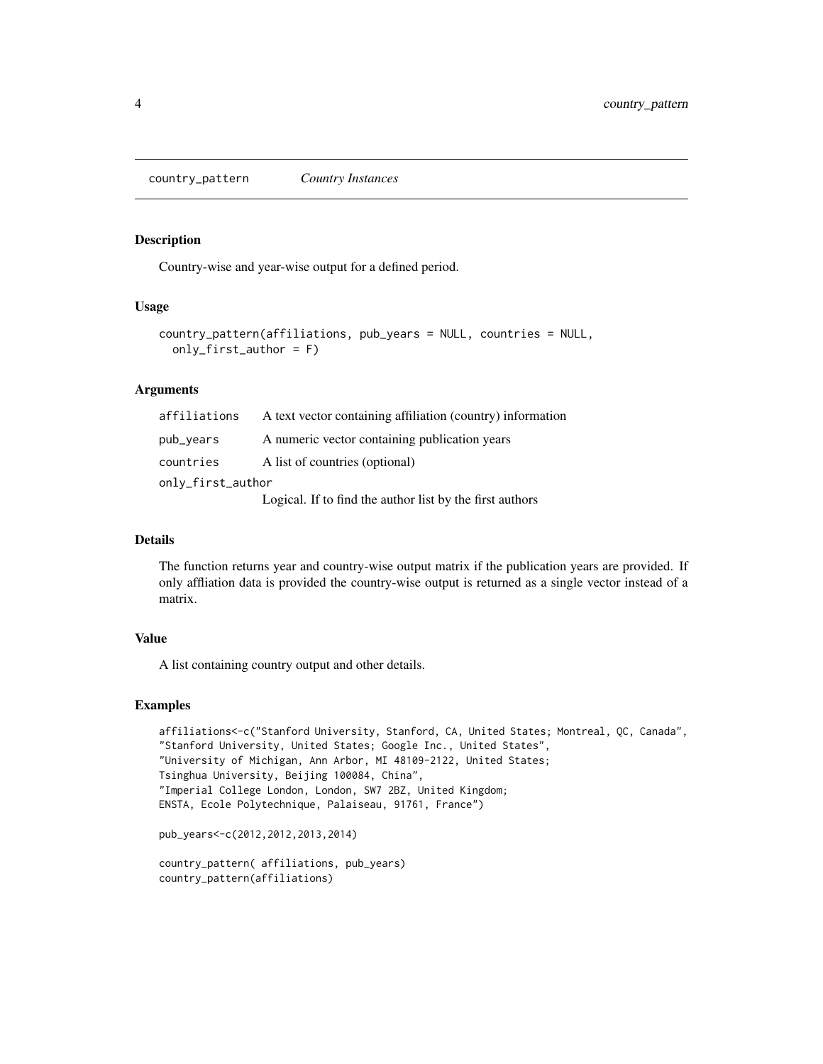# country_pattern *Country Instances*

## Description

Country-wise and year-wise output for a defined period.

## Usage

```
country_pattern(affiliations, pub_years = NULL, countries = NULL,
  only_first_author = F)
```

## Arguments

| Argument | Description |
|---|---|
| affiliations | A text vector containing affiliation (country) information |
| pub_years | A numeric vector containing publication years |
| countries | A list of countries (optional) |
| only_first_author | Logical. If to find the author list by the first authors |

## Details

The function returns year and country-wise output matrix if the publication years are provided. If only affliation data is provided the country-wise output is returned as a single vector instead of a matrix.

## Value

A list containing country output and other details.

## Examples

```
affiliations<-c("Stanford University, Stanford, CA, United States; Montreal, QC, Canada",
"Stanford University, United States; Google Inc., United States",
"University of Michigan, Ann Arbor, MI 48109-2122, United States;
Tsinghua University, Beijing 100084, China",
"Imperial College London, London, SW7 2BZ, United Kingdom;
ENSTA, Ecole Polytechnique, Palaiseau, 91761, France")

pub_years<-c(2012,2012,2013,2014)

country_pattern( affiliations, pub_years)
country_pattern(affiliations)
```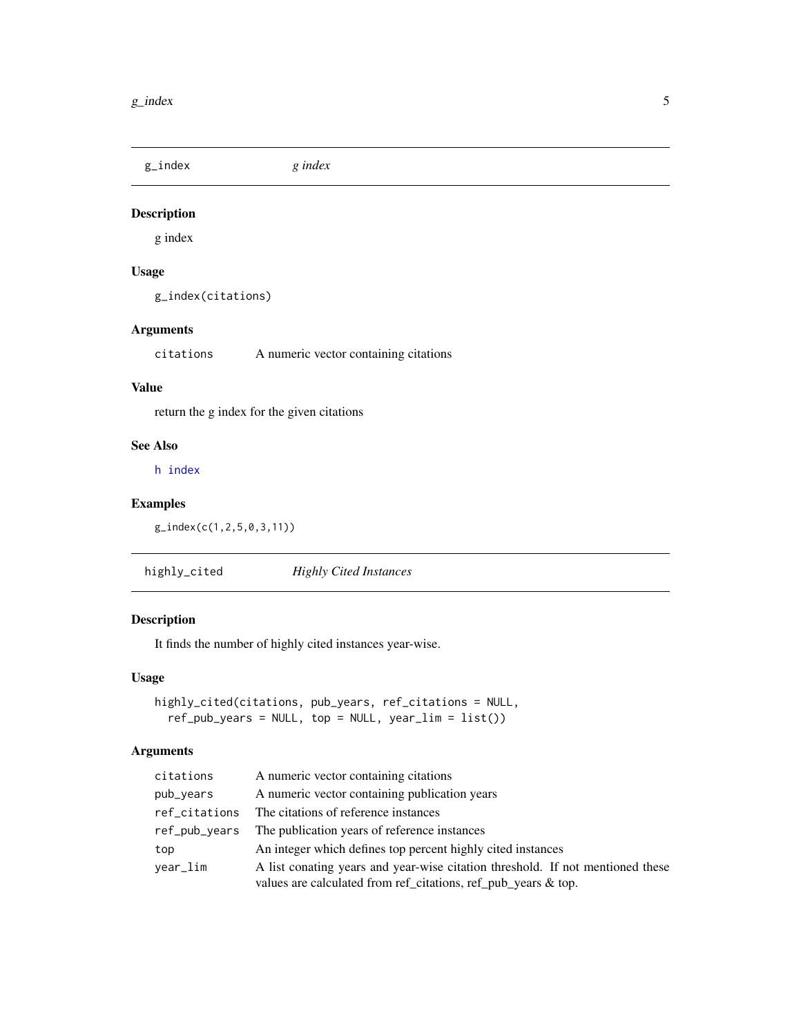## g_index — *g index*

### Description

g index

### Usage

```
g_index(citations)
```

### Arguments

| | |
|---|---|
| citations | A numeric vector containing citations |

### Value

return the g index for the given citations

### See Also

h index

### Examples

```
g_index(c(1,2,5,0,3,11))
```

## highly_cited — *Highly Cited Instances*

### Description

It finds the number of highly cited instances year-wise.

### Usage

```
highly_cited(citations, pub_years, ref_citations = NULL,
  ref_pub_years = NULL, top = NULL, year_lim = list())
```

### Arguments

| | |
|---|---|
| citations | A numeric vector containing citations |
| pub_years | A numeric vector containing publication years |
| ref_citations | The citations of reference instances |
| ref_pub_years | The publication years of reference instances |
| top | An integer which defines top percent highly cited instances |
| year_lim | A list conating years and year-wise citation threshold. If not mentioned these values are calculated from ref_citations, ref_pub_years & top. |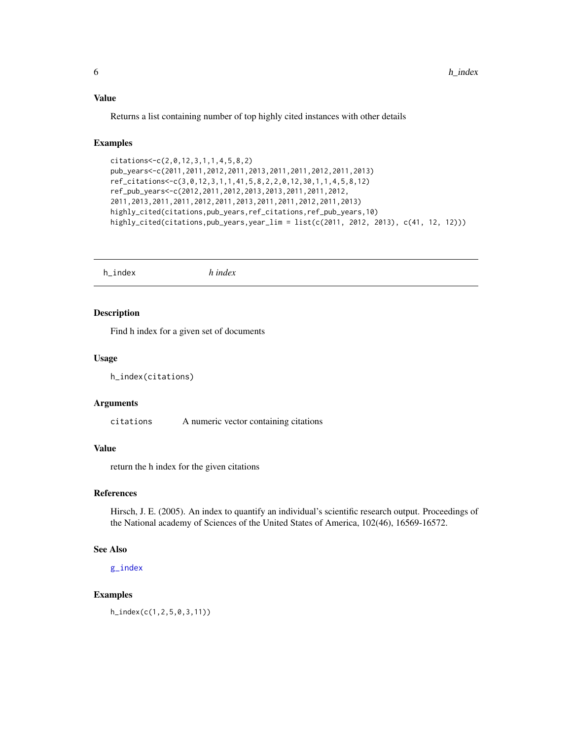### Value

Returns a list containing number of top highly cited instances with other details

### Examples

```
citations<-c(2,0,12,3,1,1,4,5,8,2)
pub_years<-c(2011,2011,2012,2011,2013,2011,2011,2012,2011,2013)
ref_citations<-c(3,0,12,3,1,1,41,5,8,2,2,0,12,30,1,1,4,5,8,12)
ref_pub_years<-c(2012,2011,2012,2013,2013,2011,2011,2012,
2011,2013,2011,2011,2012,2011,2013,2011,2011,2012,2011,2013)
highly_cited(citations,pub_years,ref_citations,ref_pub_years,10)
highly_cited(citations,pub_years,year_lim = list(c(2011, 2012, 2013), c(41, 12, 12)))
```

---

## h_index *h index*

### Description

Find h index for a given set of documents

### Usage

```
h_index(citations)
```

### Arguments

| | |
|---|---|
| `citations` | A numeric vector containing citations |

### Value

return the h index for the given citations

### References

Hirsch, J. E. (2005). An index to quantify an individual's scientific research output. Proceedings of the National academy of Sciences of the United States of America, 102(46), 16569-16572.

### See Also

`g_index`

### Examples

```
h_index(c(1,2,5,0,3,11))
```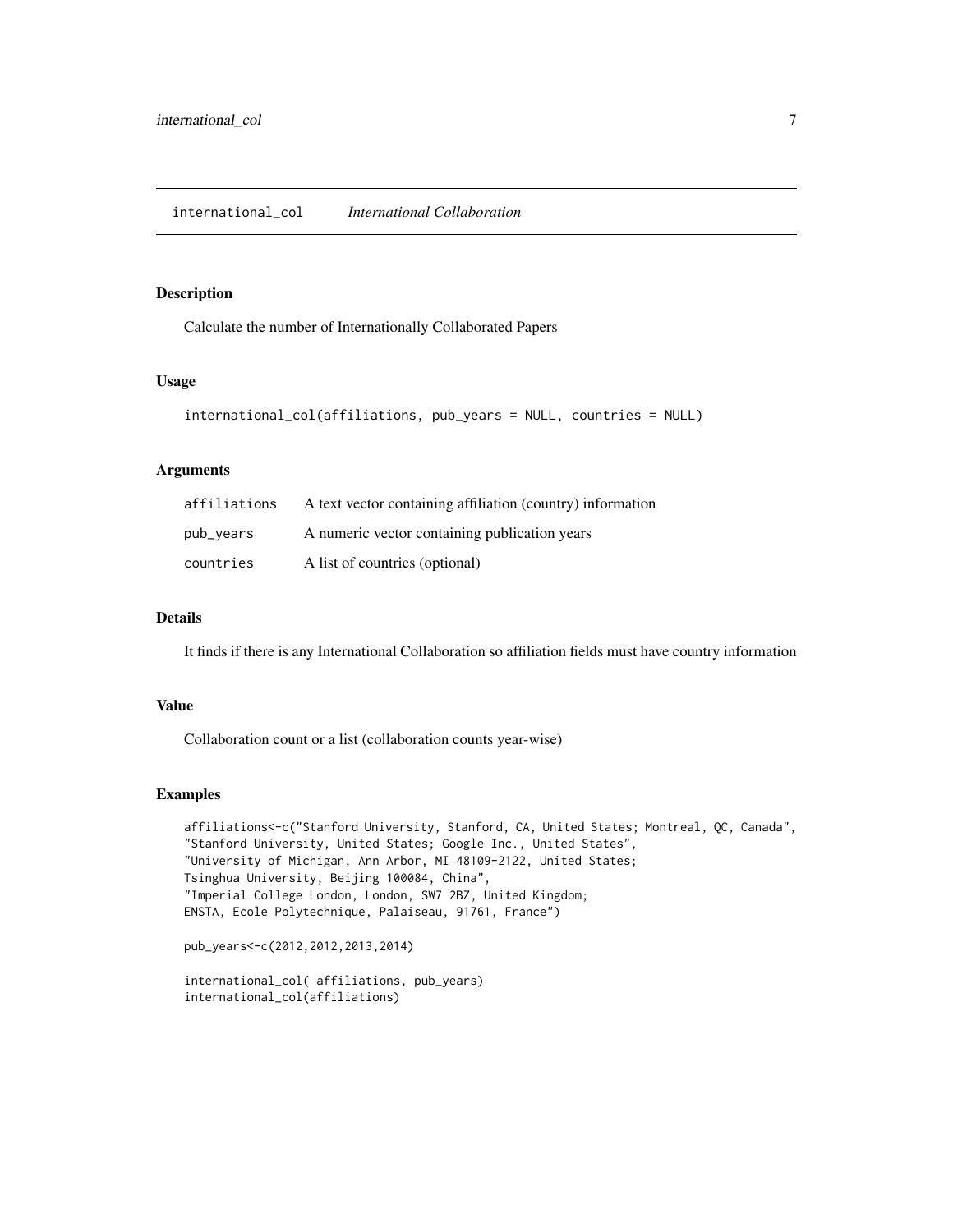## international_col    *International Collaboration*

### Description

Calculate the number of Internationally Collaborated Papers

### Usage

```
international_col(affiliations, pub_years = NULL, countries = NULL)
```

### Arguments

| | |
|---|---|
| `affiliations` | A text vector containing affiliation (country) information |
| `pub_years` | A numeric vector containing publication years |
| `countries` | A list of countries (optional) |

### Details

It finds if there is any International Collaboration so affiliation fields must have country information

### Value

Collaboration count or a list (collaboration counts year-wise)

### Examples

```
affiliations<-c("Stanford University, Stanford, CA, United States; Montreal, QC, Canada",
"Stanford University, United States; Google Inc., United States",
"University of Michigan, Ann Arbor, MI 48109-2122, United States;
Tsinghua University, Beijing 100084, China",
"Imperial College London, London, SW7 2BZ, United Kingdom;
ENSTA, Ecole Polytechnique, Palaiseau, 91761, France")

pub_years<-c(2012,2012,2013,2014)

international_col( affiliations, pub_years)
international_col(affiliations)
```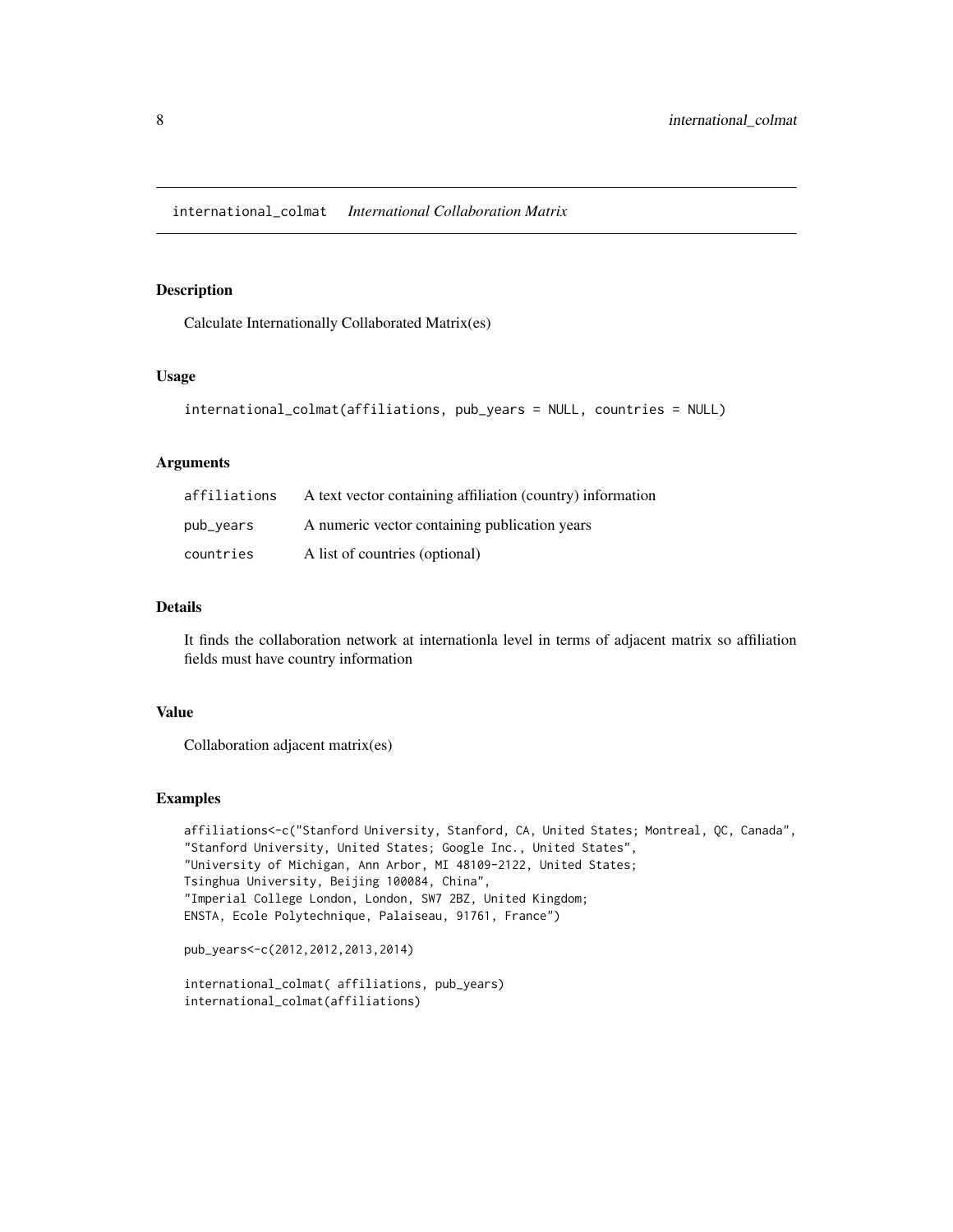# international_colmat *International Collaboration Matrix*

## Description

Calculate Internationally Collaborated Matrix(es)

## Usage

```
international_colmat(affiliations, pub_years = NULL, countries = NULL)
```

## Arguments

| | |
|---|---|
| affiliations | A text vector containing affiliation (country) information |
| pub_years | A numeric vector containing publication years |
| countries | A list of countries (optional) |

## Details

It finds the collaboration network at internationla level in terms of adjacent matrix so affiliation fields must have country information

## Value

Collaboration adjacent matrix(es)

## Examples

```
affiliations<-c("Stanford University, Stanford, CA, United States; Montreal, QC, Canada",
"Stanford University, United States; Google Inc., United States",
"University of Michigan, Ann Arbor, MI 48109-2122, United States;
Tsinghua University, Beijing 100084, China",
"Imperial College London, London, SW7 2BZ, United Kingdom;
ENSTA, Ecole Polytechnique, Palaiseau, 91761, France")

pub_years<-c(2012,2012,2013,2014)

international_colmat( affiliations, pub_years)
international_colmat(affiliations)
```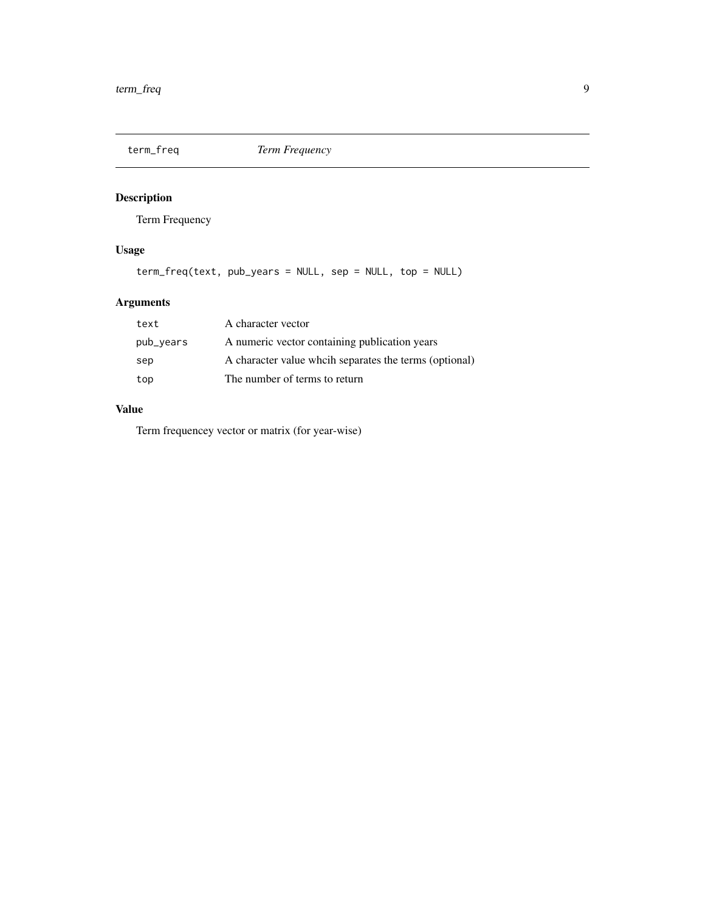## term_freq *Term Frequency*

### Description

Term Frequency

### Usage

```
term_freq(text, pub_years = NULL, sep = NULL, top = NULL)
```

### Arguments

| | |
|---|---|
| text | A character vector |
| pub_years | A numeric vector containing publication years |
| sep | A character value whcih separates the terms (optional) |
| top | The number of terms to return |

### Value

Term frequencey vector or matrix (for year-wise)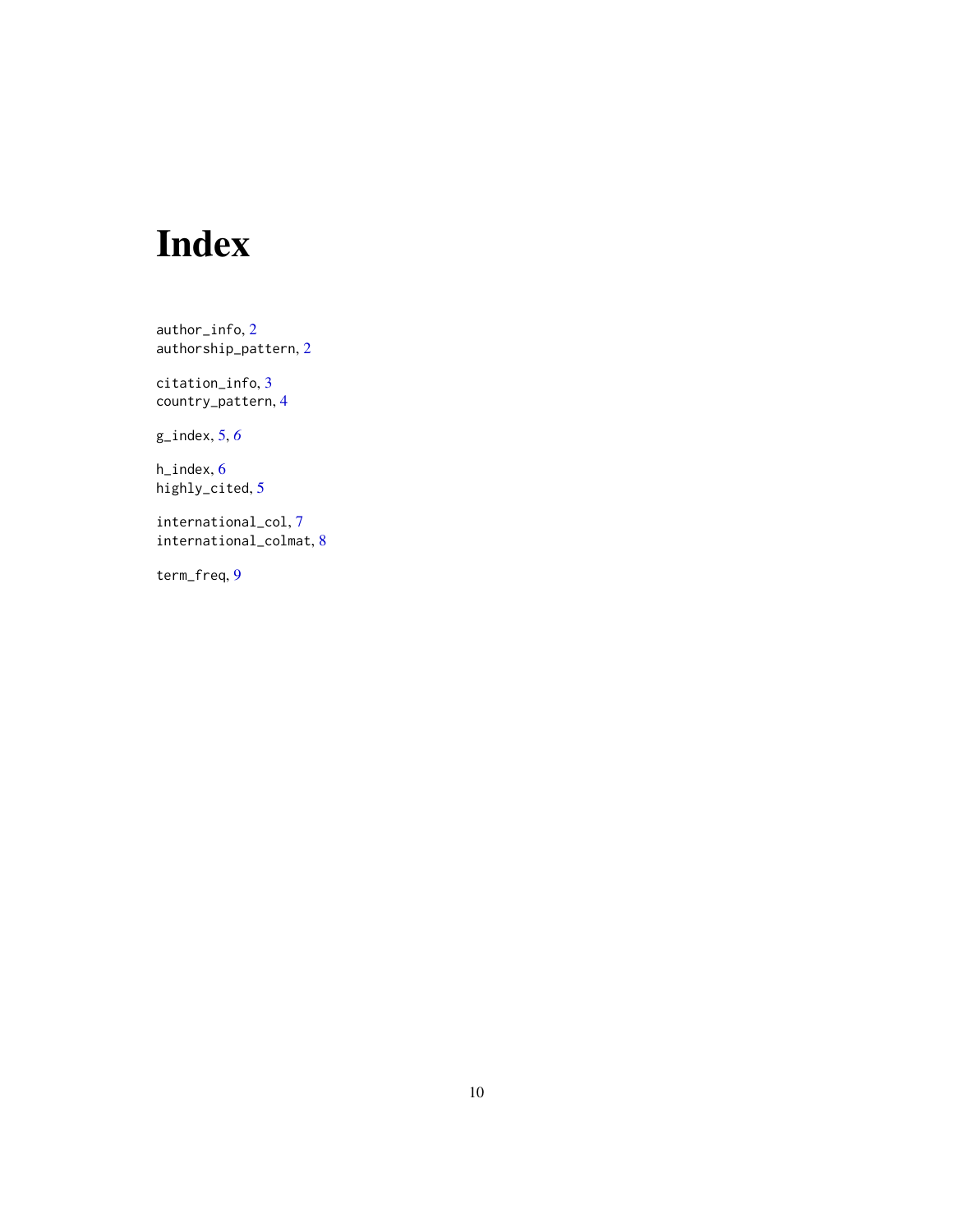# Index

author_info, 2
authorship_pattern, 2

citation_info, 3
country_pattern, 4

g_index, 5, *6*

h_index, 6
highly_cited, 5

international_col, 7
international_colmat, 8

term_freq, 9